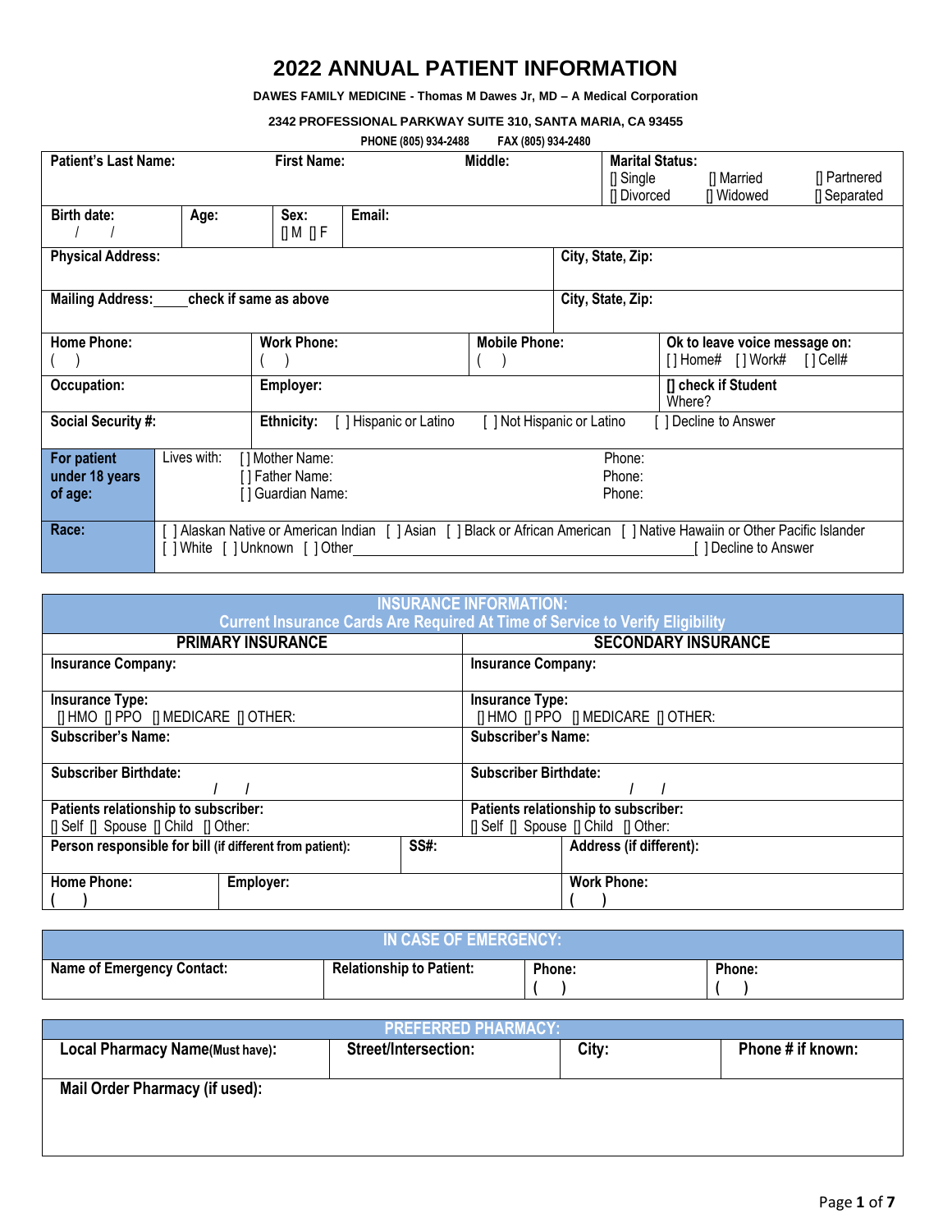# 2022 ANNUAL PATIENT INFORMATION

**DAWES FAMILY MEDICINE - Thomas M Dawes Jr, MD – A Medical Corporation**

**2342 PROFESSIONAL PARKWAY SUITE 310, SANTA MARIA, CA 93455**

**PHONE (805) 934-2488 FAX (805) 934-2480**

| | | | |
|---|---|---|---|
| **Patient's Last Name:** | **First Name:** | **Middle:** | **Marital Status:** [] Single [] Married [] Partnered [] Divorced [] Widowed [] Separated |
| **Birth date:** / / | **Age:** | **Sex:** [] M [] F | **Email:** |
| **Physical Address:** | | | **City, State, Zip:** |
| **Mailing Address:** _____ **check if same as above** | | | **City, State, Zip:** |
| **Home Phone:** ( ) | **Work Phone:** ( ) | **Mobile Phone:** ( ) | **Ok to leave voice message on:** [ ] Home# [ ] Work# [ ] Cell# |
| **Occupation:** | **Employer:** | | **[] check if Student** Where? |
| **Social Security #:** | **Ethnicity:** [ ] Hispanic or Latino [ ] Not Hispanic or Latino [ ] Decline to Answer | | |
| **For patient under 18 years of age:** | Lives with: [ ] Mother Name: Phone: [ ] Father Name: Phone: [ ] Guardian Name: Phone: | | |
| **Race:** | [ ] Alaskan Native or American Indian [ ] Asian [ ] Black or African American [ ] Native Hawaiin or Other Pacific Islander [ ] White [ ] Unknown [ ] Other__________ [ ] Decline to Answer | | |

## INSURANCE INFORMATION:
**Current Insurance Cards Are Required At Time of Service to Verify Eligibility**

| PRIMARY INSURANCE | SECONDARY INSURANCE |
|---|---|
| **Insurance Company:** | **Insurance Company:** |
| **Insurance Type:** [] HMO [] PPO [] MEDICARE [] OTHER: | **Insurance Type:** [] HMO [] PPO [] MEDICARE [] OTHER: |
| **Subscriber's Name:** | **Subscriber's Name:** |
| **Subscriber Birthdate:** / / | **Subscriber Birthdate:** / / |
| **Patients relationship to subscriber:** [] Self [] Spouse [] Child [] Other: | **Patients relationship to subscriber:** [] Self [] Spouse [] Child [] Other: |

| | | |
|---|---|---|
| **Person responsible for bill (if different from patient):** | **SS#:** | **Address (if different):** |
| **Home Phone:** ( ) | **Employer:** | **Work Phone:** ( ) |

## IN CASE OF EMERGENCY:

| Name of Emergency Contact: | Relationship to Patient: | Phone: | Phone: |
|---|---|---|---|
| | | ( ) | ( ) |

## PREFERRED PHARMACY:

| Local Pharmacy Name(Must have): | Street/Intersection: | City: | Phone # if known: |
|---|---|---|---|
| | | | |

**Mail Order Pharmacy (if used):**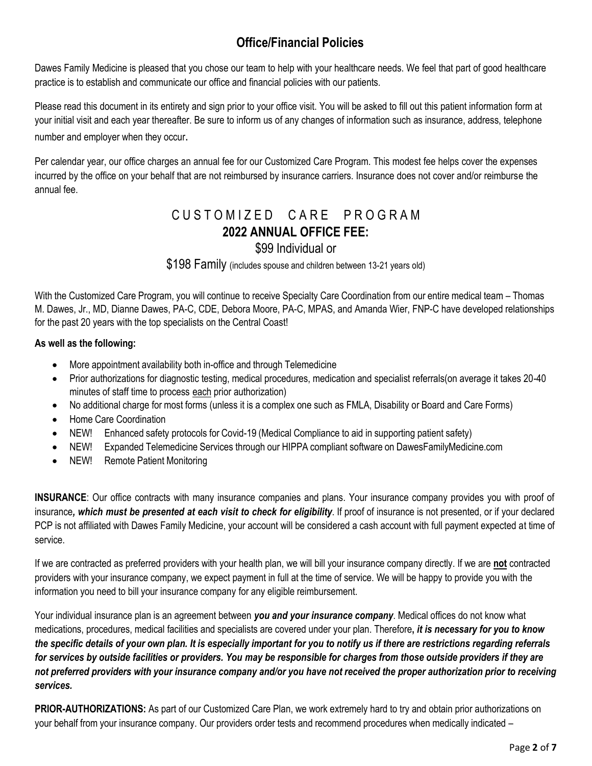## Office/Financial Policies

Dawes Family Medicine is pleased that you chose our team to help with your healthcare needs. We feel that part of good healthcare practice is to establish and communicate our office and financial policies with our patients.

Please read this document in its entirety and sign prior to your office visit. You will be asked to fill out this patient information form at your initial visit and each year thereafter. Be sure to inform us of any changes of information such as insurance, address, telephone number and employer when they occur.

Per calendar year, our office charges an annual fee for our Customized Care Program. This modest fee helps cover the expenses incurred by the office on your behalf that are not reimbursed by insurance carriers. Insurance does not cover and/or reimburse the annual fee.

### CUSTOMIZED CARE PROGRAM
### 2022 ANNUAL OFFICE FEE:

$99 Individual or

$198 Family (includes spouse and children between 13-21 years old)

With the Customized Care Program, you will continue to receive Specialty Care Coordination from our entire medical team – Thomas M. Dawes, Jr., MD, Dianne Dawes, PA-C, CDE, Debora Moore, PA-C, MPAS, and Amanda Wier, FNP-C have developed relationships for the past 20 years with the top specialists on the Central Coast!

**As well as the following:**

- More appointment availability both in-office and through Telemedicine
- Prior authorizations for diagnostic testing, medical procedures, medication and specialist referrals(on average it takes 20-40 minutes of staff time to process each prior authorization)
- No additional charge for most forms (unless it is a complex one such as FMLA, Disability or Board and Care Forms)
- Home Care Coordination
- NEW! Enhanced safety protocols for Covid-19 (Medical Compliance to aid in supporting patient safety)
- NEW! Expanded Telemedicine Services through our HIPPA compliant software on DawesFamilyMedicine.com
- NEW! Remote Patient Monitoring

**INSURANCE**: Our office contracts with many insurance companies and plans. Your insurance company provides you with proof of insurance***, which must be presented at each visit to check for eligibility***. If proof of insurance is not presented, or if your declared PCP is not affiliated with Dawes Family Medicine, your account will be considered a cash account with full payment expected at time of service.

If we are contracted as preferred providers with your health plan, we will bill your insurance company directly. If we are **not** contracted providers with your insurance company, we expect payment in full at the time of service. We will be happy to provide you with the information you need to bill your insurance company for any eligible reimbursement.

Your individual insurance plan is an agreement between ***you and your insurance company***. Medical offices do not know what medications, procedures, medical facilities and specialists are covered under your plan. Therefore***, it is necessary for you to know the specific details of your own plan. It is especially important for you to notify us if there are restrictions regarding referrals for services by outside facilities or providers. You may be responsible for charges from those outside providers if they are not preferred providers with your insurance company and/or you have not received the proper authorization prior to receiving services.***

**PRIOR-AUTHORIZATIONS:** As part of our Customized Care Plan, we work extremely hard to try and obtain prior authorizations on your behalf from your insurance company. Our providers order tests and recommend procedures when medically indicated –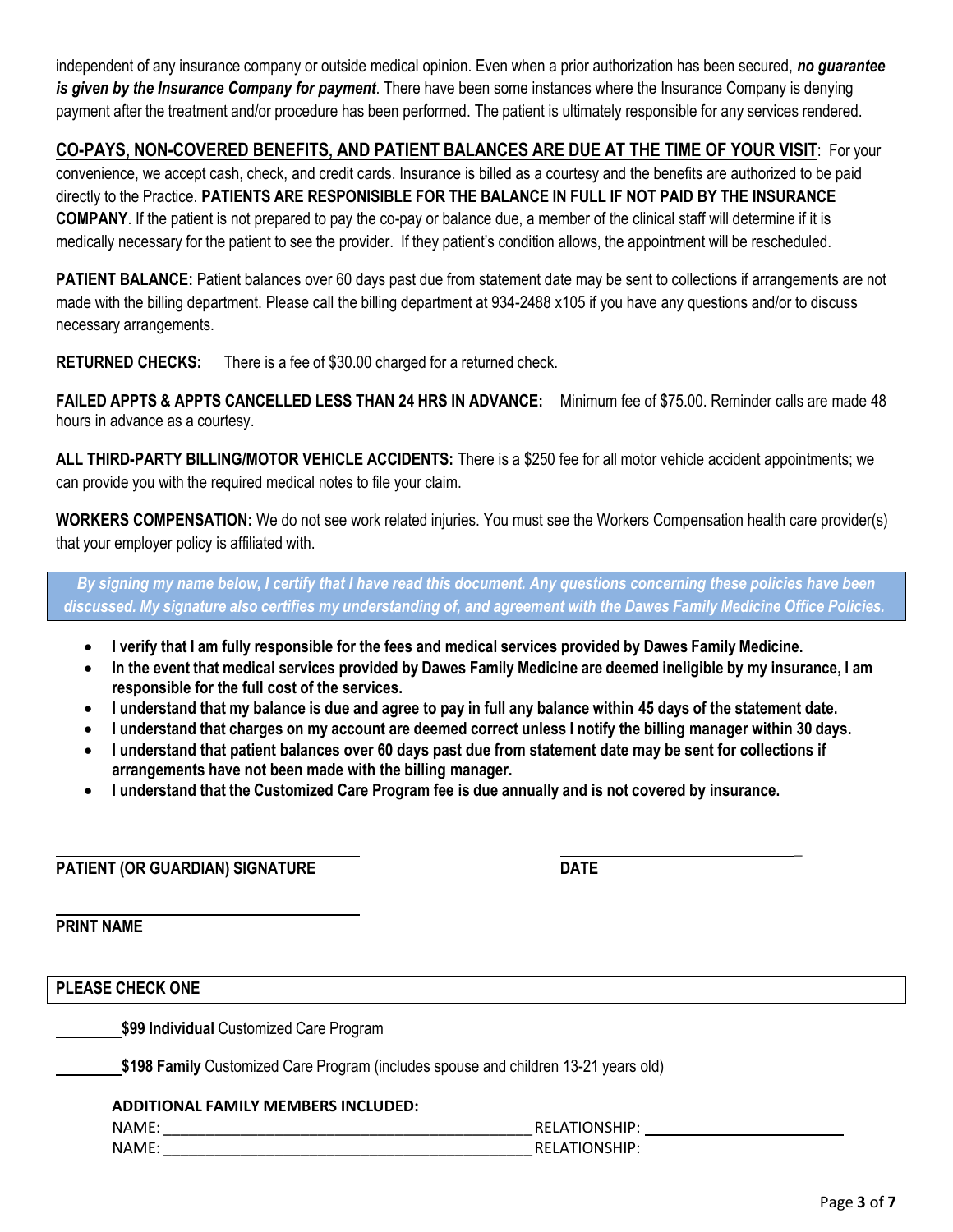independent of any insurance company or outside medical opinion. Even when a prior authorization has been secured, ***no guarantee is given by the Insurance Company for payment***. There have been some instances where the Insurance Company is denying payment after the treatment and/or procedure has been performed. The patient is ultimately responsible for any services rendered.

**CO-PAYS, NON-COVERED BENEFITS, AND PATIENT BALANCES ARE DUE AT THE TIME OF YOUR VISIT**: For your convenience, we accept cash, check, and credit cards. Insurance is billed as a courtesy and the benefits are authorized to be paid directly to the Practice. **PATIENTS ARE RESPONISIBLE FOR THE BALANCE IN FULL IF NOT PAID BY THE INSURANCE COMPANY**. If the patient is not prepared to pay the co-pay or balance due, a member of the clinical staff will determine if it is medically necessary for the patient to see the provider. If they patient's condition allows, the appointment will be rescheduled.

**PATIENT BALANCE:** Patient balances over 60 days past due from statement date may be sent to collections if arrangements are not made with the billing department. Please call the billing department at 934-2488 x105 if you have any questions and/or to discuss necessary arrangements.

**RETURNED CHECKS:** There is a fee of $30.00 charged for a returned check.

**FAILED APPTS & APPTS CANCELLED LESS THAN 24 HRS IN ADVANCE:** Minimum fee of $75.00. Reminder calls are made 48 hours in advance as a courtesy.

**ALL THIRD-PARTY BILLING/MOTOR VEHICLE ACCIDENTS:** There is a $250 fee for all motor vehicle accident appointments; we can provide you with the required medical notes to file your claim.

**WORKERS COMPENSATION:** We do not see work related injuries. You must see the Workers Compensation health care provider(s) that your employer policy is affiliated with.

***By signing my name below, I certify that I have read this document. Any questions concerning these policies have been discussed. My signature also certifies my understanding of, and agreement with the Dawes Family Medicine Office Policies.***

- **I verify that I am fully responsible for the fees and medical services provided by Dawes Family Medicine.**
- **In the event that medical services provided by Dawes Family Medicine are deemed ineligible by my insurance, I am responsible for the full cost of the services.**
- **I understand that my balance is due and agree to pay in full any balance within 45 days of the statement date.**
- **I understand that charges on my account are deemed correct unless I notify the billing manager within 30 days.**
- **I understand that patient balances over 60 days past due from statement date may be sent for collections if arrangements have not been made with the billing manager.**
- **I understand that the Customized Care Program fee is due annually and is not covered by insurance.**

______________________________ ______________________________

**PATIENT (OR GUARDIAN) SIGNATURE** **DATE**

______________________________

**PRINT NAME**

**PLEASE CHECK ONE**

________ **$99 Individual** Customized Care Program

________ **$198 Family** Customized Care Program (includes spouse and children 13-21 years old)

**ADDITIONAL FAMILY MEMBERS INCLUDED:**

NAME: ______________________________ RELATIONSHIP: ______________________

NAME: ______________________________ RELATIONSHIP: ______________________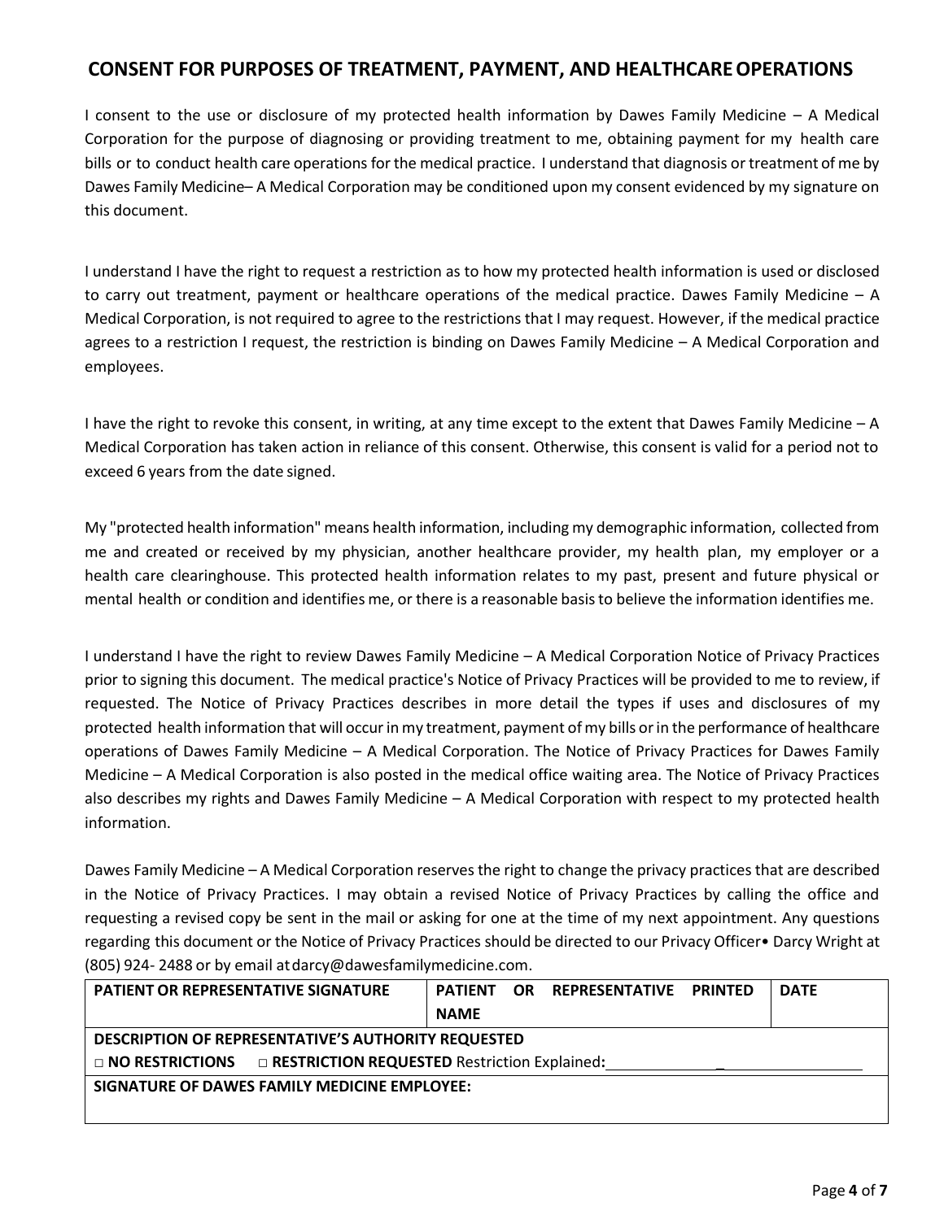## CONSENT FOR PURPOSES OF TREATMENT, PAYMENT, AND HEALTHCARE OPERATIONS

I consent to the use or disclosure of my protected health information by Dawes Family Medicine – A Medical Corporation for the purpose of diagnosing or providing treatment to me, obtaining payment for my health care bills or to conduct health care operations for the medical practice. I understand that diagnosis or treatment of me by Dawes Family Medicine– A Medical Corporation may be conditioned upon my consent evidenced by my signature on this document.

I understand I have the right to request a restriction as to how my protected health information is used or disclosed to carry out treatment, payment or healthcare operations of the medical practice. Dawes Family Medicine – A Medical Corporation, is not required to agree to the restrictions that I may request. However, if the medical practice agrees to a restriction I request, the restriction is binding on Dawes Family Medicine – A Medical Corporation and employees.

I have the right to revoke this consent, in writing, at any time except to the extent that Dawes Family Medicine – A Medical Corporation has taken action in reliance of this consent. Otherwise, this consent is valid for a period not to exceed 6 years from the date signed.

My "protected health information" means health information, including my demographic information, collected from me and created or received by my physician, another healthcare provider, my health plan, my employer or a health care clearinghouse. This protected health information relates to my past, present and future physical or mental health or condition and identifies me, or there is a reasonable basis to believe the information identifies me.

I understand I have the right to review Dawes Family Medicine – A Medical Corporation Notice of Privacy Practices prior to signing this document. The medical practice's Notice of Privacy Practices will be provided to me to review, if requested. The Notice of Privacy Practices describes in more detail the types if uses and disclosures of my protected health information that will occur in my treatment, payment of my bills or in the performance of healthcare operations of Dawes Family Medicine – A Medical Corporation. The Notice of Privacy Practices for Dawes Family Medicine – A Medical Corporation is also posted in the medical office waiting area. The Notice of Privacy Practices also describes my rights and Dawes Family Medicine – A Medical Corporation with respect to my protected health information.

Dawes Family Medicine – A Medical Corporation reserves the right to change the privacy practices that are described in the Notice of Privacy Practices. I may obtain a revised Notice of Privacy Practices by calling the office and requesting a revised copy be sent in the mail or asking for one at the time of my next appointment. Any questions regarding this document or the Notice of Privacy Practices should be directed to our Privacy Officer• Darcy Wright at (805) 924- 2488 or by email at darcy@dawesfamilymedicine.com.

| PATIENT OR REPRESENTATIVE SIGNATURE | PATIENT OR REPRESENTATIVE PRINTED NAME | DATE |
|---|---|---|
| | | |
| **DESCRIPTION OF REPRESENTATIVE'S AUTHORITY REQUESTED** | | |
| □ **NO RESTRICTIONS** □ **RESTRICTION REQUESTED** Restriction Explained: ______________________ | | |
| **SIGNATURE OF DAWES FAMILY MEDICINE EMPLOYEE:** | | |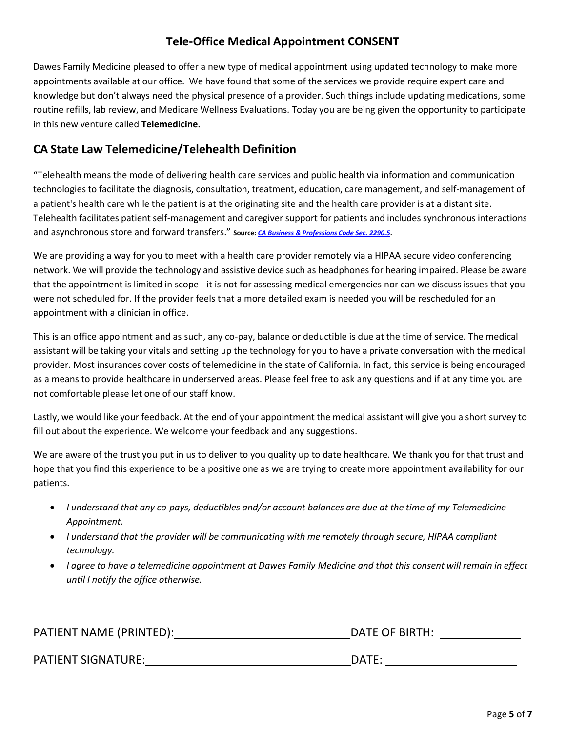# Tele-Office Medical Appointment CONSENT

Dawes Family Medicine pleased to offer a new type of medical appointment using updated technology to make more appointments available at our office. We have found that some of the services we provide require expert care and knowledge but don't always need the physical presence of a provider. Such things include updating medications, some routine refills, lab review, and Medicare Wellness Evaluations. Today you are being given the opportunity to participate in this new venture called **Telemedicine.**

## CA State Law Telemedicine/Telehealth Definition

"Telehealth means the mode of delivering health care services and public health via information and communication technologies to facilitate the diagnosis, consultation, treatment, education, care management, and self-management of a patient's health care while the patient is at the originating site and the health care provider is at a distant site. Telehealth facilitates patient self-management and caregiver support for patients and includes synchronous interactions and asynchronous store and forward transfers." **Source: *CA Business & Professions Code Sec. 2290.5*.**

We are providing a way for you to meet with a health care provider remotely via a HIPAA secure video conferencing network. We will provide the technology and assistive device such as headphones for hearing impaired. Please be aware that the appointment is limited in scope - it is not for assessing medical emergencies nor can we discuss issues that you were not scheduled for. If the provider feels that a more detailed exam is needed you will be rescheduled for an appointment with a clinician in office.

This is an office appointment and as such, any co-pay, balance or deductible is due at the time of service. The medical assistant will be taking your vitals and setting up the technology for you to have a private conversation with the medical provider. Most insurances cover costs of telemedicine in the state of California. In fact, this service is being encouraged as a means to provide healthcare in underserved areas. Please feel free to ask any questions and if at any time you are not comfortable please let one of our staff know.

Lastly, we would like your feedback. At the end of your appointment the medical assistant will give you a short survey to fill out about the experience. We welcome your feedback and any suggestions.

We are aware of the trust you put in us to deliver to you quality up to date healthcare. We thank you for that trust and hope that you find this experience to be a positive one as we are trying to create more appointment availability for our patients.

- *I understand that any co-pays, deductibles and/or account balances are due at the time of my Telemedicine Appointment.*
- *I understand that the provider will be communicating with me remotely through secure, HIPAA compliant technology.*
- *I agree to have a telemedicine appointment at Dawes Family Medicine and that this consent will remain in effect until I notify the office otherwise.*

PATIENT NAME (PRINTED): ______________________________ DATE OF BIRTH: ______________

PATIENT SIGNATURE: ______________________________ DATE: ______________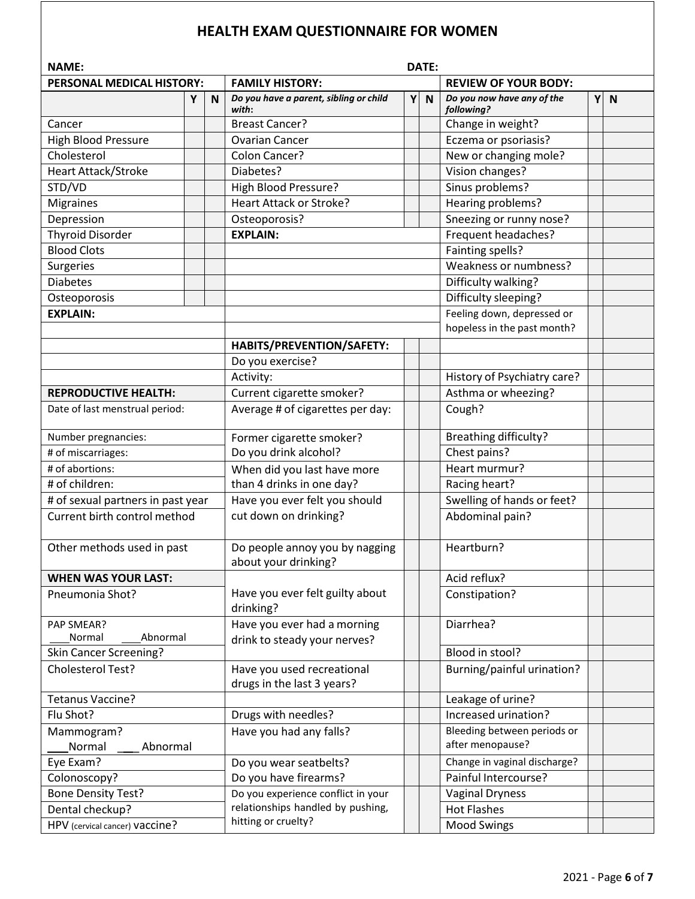# HEALTH EXAM QUESTIONNAIRE FOR WOMEN

**NAME:** **DATE:**

| PERSONAL MEDICAL HISTORY: | | | FAMILY HISTORY: | | | REVIEW OF YOUR BODY: | | |
|---|---|---|---|---|---|---|---|---|
| | **Y** | **N** | ***Do you have a parent, sibling or child with:*** | **Y** | **N** | ***Do you now have any of the following?*** | **Y** | **N** |
| Cancer | | | Breast Cancer? | | | Change in weight? | | |
| High Blood Pressure | | | Ovarian Cancer | | | Eczema or psoriasis? | | |
| Cholesterol | | | Colon Cancer? | | | New or changing mole? | | |
| Heart Attack/Stroke | | | Diabetes? | | | Vision changes? | | |
| STD/VD | | | High Blood Pressure? | | | Sinus problems? | | |
| Migraines | | | Heart Attack or Stroke? | | | Hearing problems? | | |
| Depression | | | Osteoporosis? | | | Sneezing or runny nose? | | |
| Thyroid Disorder | | | **EXPLAIN:** | | | Frequent headaches? | | |
| Blood Clots | | | | | | Fainting spells? | | |
| Surgeries | | | | | | Weakness or numbness? | | |
| Diabetes | | | | | | Difficulty walking? | | |
| Osteoporosis | | | | | | Difficulty sleeping? | | |
| **EXPLAIN:** | | | | | | Feeling down, depressed or hopeless in the past month? | | |
| | | | **HABITS/PREVENTION/SAFETY:** | | | | | |
| | | | Do you exercise? | | | | | |
| | | | Activity: | | | History of Psychiatry care? | | |
| **REPRODUCTIVE HEALTH:** | | | Current cigarette smoker? | | | Asthma or wheezing? | | |
| Date of last menstrual period: | | | Average # of cigarettes per day: | | | Cough? | | |
| Number pregnancies: | | | Former cigarette smoker? | | | Breathing difficulty? | | |
| # of miscarriages: | | | Do you drink alcohol? | | | Chest pains? | | |
| # of abortions: | | | When did you last have more than 4 drinks in one day? | | | Heart murmur? | | |
| # of children: | | | | | | Racing heart? | | |
| # of sexual partners in past year | | | Have you ever felt you should cut down on drinking? | | | Swelling of hands or feet? | | |
| Current birth control method | | | | | | Abdominal pain? | | |
| Other methods used in past | | | Do people annoy you by nagging about your drinking? | | | Heartburn? | | |
| **WHEN WAS YOUR LAST:** | | | Have you ever felt guilty about drinking? | | | Acid reflux? | | |
| Pneumonia Shot? | | | | | | Constipation? | | |
| PAP SMEAR? ___Normal ___Abnormal | | | Have you ever had a morning drink to steady your nerves? | | | Diarrhea? | | |
| Skin Cancer Screening? | | | | | | Blood in stool? | | |
| Cholesterol Test? | | | Have you used recreational drugs in the last 3 years? | | | Burning/painful urination? | | |
| Tetanus Vaccine? | | | | | | Leakage of urine? | | |
| Flu Shot? | | | Drugs with needles? | | | Increased urination? | | |
| Mammogram? ___Normal ___Abnormal | | | Have you had any falls? | | | Bleeding between periods or after menopause? | | |
| Eye Exam? | | | Do you wear seatbelts? | | | Change in vaginal discharge? | | |
| Colonoscopy? | | | Do you have firearms? | | | Painful Intercourse? | | |
| Bone Density Test? | | | Do you experience conflict in your relationships handled by pushing, hitting or cruelty? | | | Vaginal Dryness | | |
| Dental checkup? | | | | | | Hot Flashes | | |
| HPV (cervical cancer) vaccine? | | | | | | Mood Swings | | |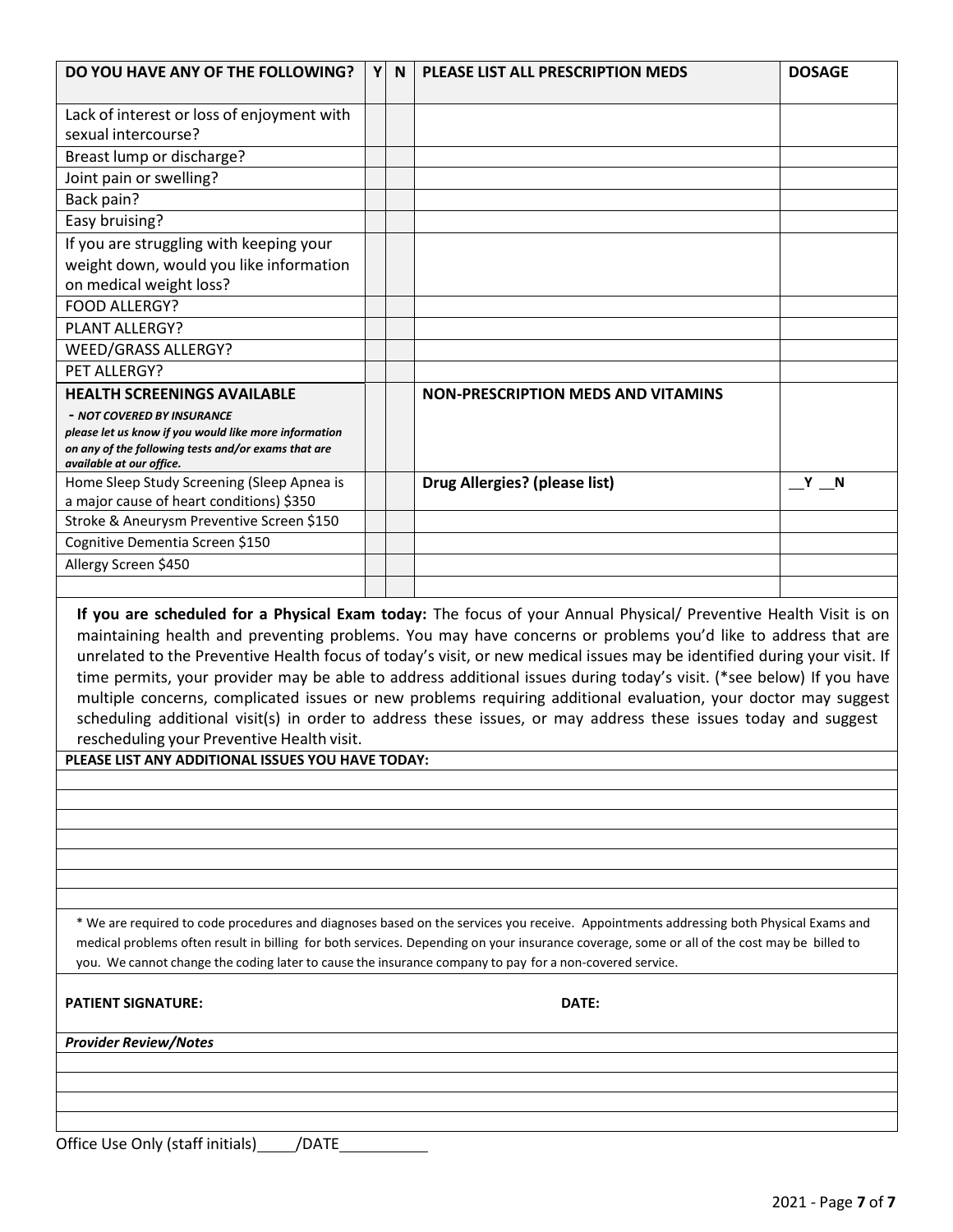| DO YOU HAVE ANY OF THE FOLLOWING? | Y | N | PLEASE LIST ALL PRESCRIPTION MEDS | DOSAGE |
|---|---|---|---|---|
| Lack of interest or loss of enjoyment with sexual intercourse? | | | | |
| Breast lump or discharge? | | | | |
| Joint pain or swelling? | | | | |
| Back pain? | | | | |
| Easy bruising? | | | | |
| If you are struggling with keeping your weight down, would you like information on medical weight loss? | | | | |
| FOOD ALLERGY? | | | | |
| PLANT ALLERGY? | | | | |
| WEED/GRASS ALLERGY? | | | | |
| PET ALLERGY? | | | | |
| **HEALTH SCREENINGS AVAILABLE** - ***NOT COVERED BY INSURANCE*** ***please let us know if you would like more information on any of the following tests and/or exams that are available at our office.*** | | | **NON-PRESCRIPTION MEDS AND VITAMINS** | |
| Home Sleep Study Screening (Sleep Apnea is a major cause of heart conditions) $350 | | | **Drug Allergies? (please list)** | __Y __N |
| Stroke & Aneurysm Preventive Screen $150 | | | | |
| Cognitive Dementia Screen $150 | | | | |
| Allergy Screen $450 | | | | |
| | | | | |

**If you are scheduled for a Physical Exam today:** The focus of your Annual Physical/ Preventive Health Visit is on maintaining health and preventing problems. You may have concerns or problems you'd like to address that are unrelated to the Preventive Health focus of today's visit, or new medical issues may be identified during your visit. If time permits, your provider may be able to address additional issues during today's visit. (*see below) If you have multiple concerns, complicated issues or new problems requiring additional evaluation, your doctor may suggest scheduling additional visit(s) in order to address these issues, or may address these issues today and suggest rescheduling your Preventive Health visit.

**PLEASE LIST ANY ADDITIONAL ISSUES YOU HAVE TODAY:**

\* We are required to code procedures and diagnoses based on the services you receive. Appointments addressing both Physical Exams and medical problems often result in billing for both services. Depending on your insurance coverage, some or all of the cost may be billed to you. We cannot change the coding later to cause the insurance company to pay for a non-covered service.

**PATIENT SIGNATURE:** **DATE:**

***Provider Review/Notes***

Office Use Only (staff initials)_____/DATE___________